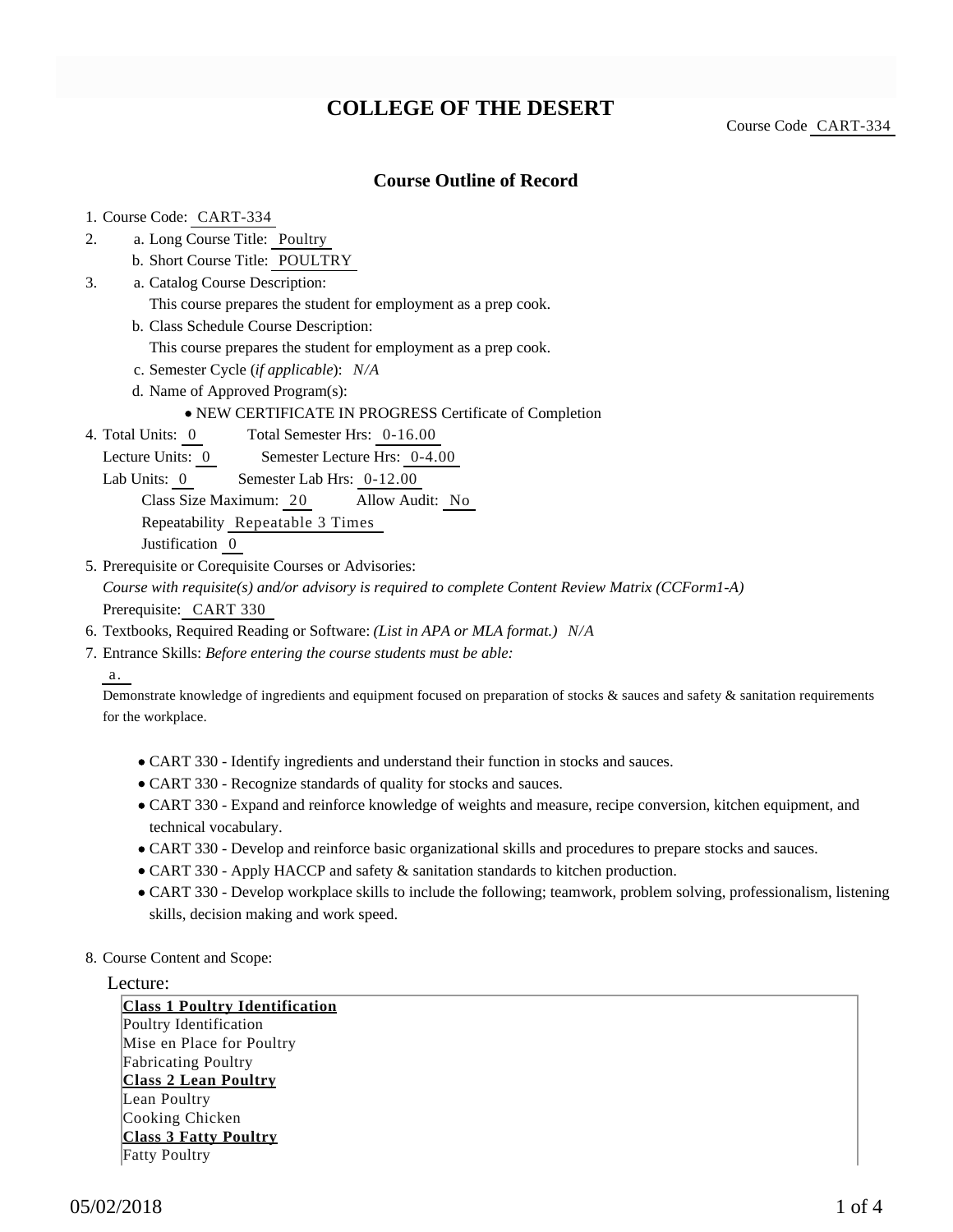# COLLEGE OF THE DESERT

Course Code CART-334

## Course Outline of Record

1. Course Code: CART-334
2. a. Long Course Title: Poultry
   b. Short Course Title: POULTRY
3. a. Catalog Course Description:
   This course prepares the student for employment as a prep cook.
   b. Class Schedule Course Description:
   This course prepares the student for employment as a prep cook.
   c. Semester Cycle (*if applicable*): *N/A*
   d. Name of Approved Program(s):
   - NEW CERTIFICATE IN PROGRESS Certificate of Completion
4. Total Units: 0 Total Semester Hrs: 0-16.00
   Lecture Units: 0 Semester Lecture Hrs: 0-4.00
   Lab Units: 0 Semester Lab Hrs: 0-12.00
   Class Size Maximum: 20 Allow Audit: No
   Repeatability Repeatable 3 Times
   Justification 0
5. Prerequisite or Corequisite Courses or Advisories:
   *Course with requisite(s) and/or advisory is required to complete Content Review Matrix (CCForm1-A)*
   Prerequisite: CART 330
6. Textbooks, Required Reading or Software: *(List in APA or MLA format.) N/A*
7. Entrance Skills: *Before entering the course students must be able:*
   a.
   Demonstrate knowledge of ingredients and equipment focused on preparation of stocks & sauces and safety & sanitation requirements for the workplace.
   - CART 330 - Identify ingredients and understand their function in stocks and sauces.
   - CART 330 - Recognize standards of quality for stocks and sauces.
   - CART 330 - Expand and reinforce knowledge of weights and measure, recipe conversion, kitchen equipment, and technical vocabulary.
   - CART 330 - Develop and reinforce basic organizational skills and procedures to prepare stocks and sauces.
   - CART 330 - Apply HACCP and safety & sanitation standards to kitchen production.
   - CART 330 - Develop workplace skills to include the following; teamwork, problem solving, professionalism, listening skills, decision making and work speed.
8. Course Content and Scope:

Lecture:

**Class 1 Poultry Identification**
Poultry Identification
Mise en Place for Poultry
Fabricating Poultry
**Class 2 Lean Poultry**
Lean Poultry
Cooking Chicken
**Class 3 Fatty Poultry**
Fatty Poultry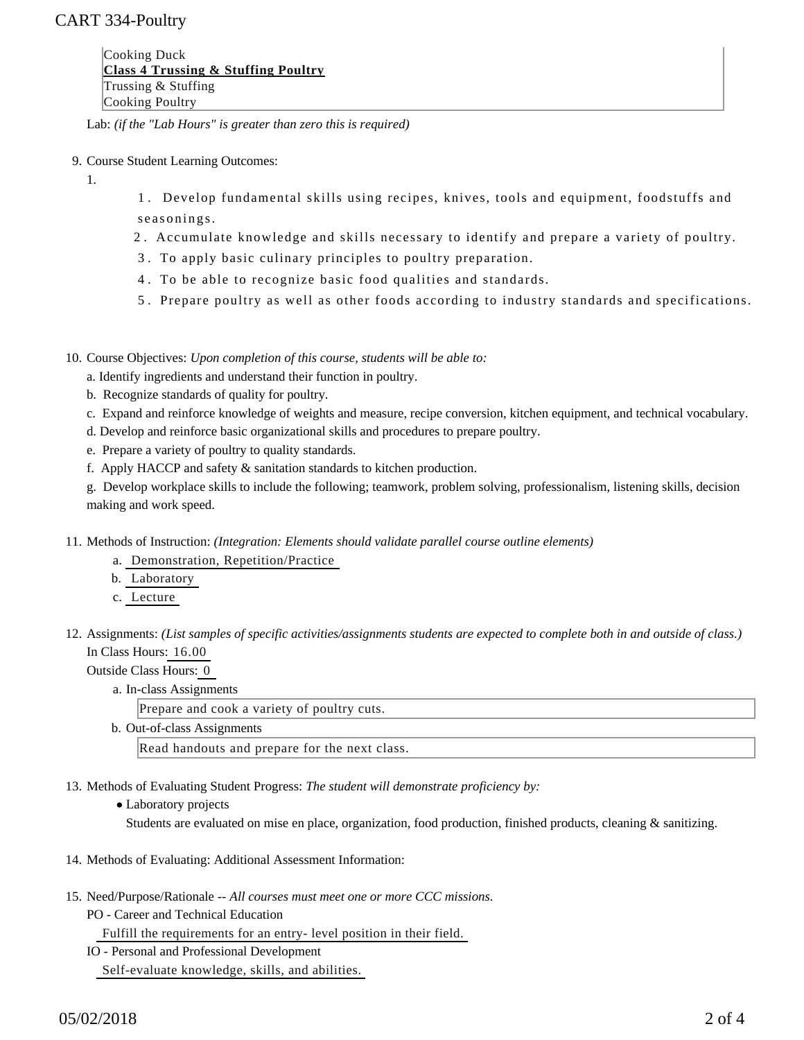Cooking Duck
**Class 4 Trussing & Stuffing Poultry**
Trussing & Stuffing
Cooking Poultry

Lab: *(if the "Lab Hours" is greater than zero this is required)*

9. Course Student Learning Outcomes:

   1.

      1. Develop fundamental skills using recipes, knives, tools and equipment, foodstuffs and seasonings.
      2. Accumulate knowledge and skills necessary to identify and prepare a variety of poultry.
      3. To apply basic culinary principles to poultry preparation.
      4. To be able to recognize basic food qualities and standards.
      5. Prepare poultry as well as other foods according to industry standards and specifications.

10. Course Objectives: *Upon completion of this course, students will be able to:*

    a. Identify ingredients and understand their function in poultry.

    b. Recognize standards of quality for poultry.

    c. Expand and reinforce knowledge of weights and measure, recipe conversion, kitchen equipment, and technical vocabulary.

    d. Develop and reinforce basic organizational skills and procedures to prepare poultry.

    e. Prepare a variety of poultry to quality standards.

    f. Apply HACCP and safety & sanitation standards to kitchen production.

    g. Develop workplace skills to include the following; teamwork, problem solving, professionalism, listening skills, decision making and work speed.

11. Methods of Instruction: *(Integration: Elements should validate parallel course outline elements)*

    a. Demonstration, Repetition/Practice

    b. Laboratory

    c. Lecture

12. Assignments: *(List samples of specific activities/assignments students are expected to complete both in and outside of class.)*

    In Class Hours: 16.00

    Outside Class Hours: 0

    a. In-class Assignments

       Prepare and cook a variety of poultry cuts.

    b. Out-of-class Assignments

       Read handouts and prepare for the next class.

13. Methods of Evaluating Student Progress: *The student will demonstrate proficiency by:*

    - Laboratory projects

      Students are evaluated on mise en place, organization, food production, finished products, cleaning & sanitizing.

14. Methods of Evaluating: Additional Assessment Information:

15. Need/Purpose/Rationale -- *All courses must meet one or more CCC missions.*

    PO - Career and Technical Education

    Fulfill the requirements for an entry- level position in their field.

    IO - Personal and Professional Development

    Self-evaluate knowledge, skills, and abilities.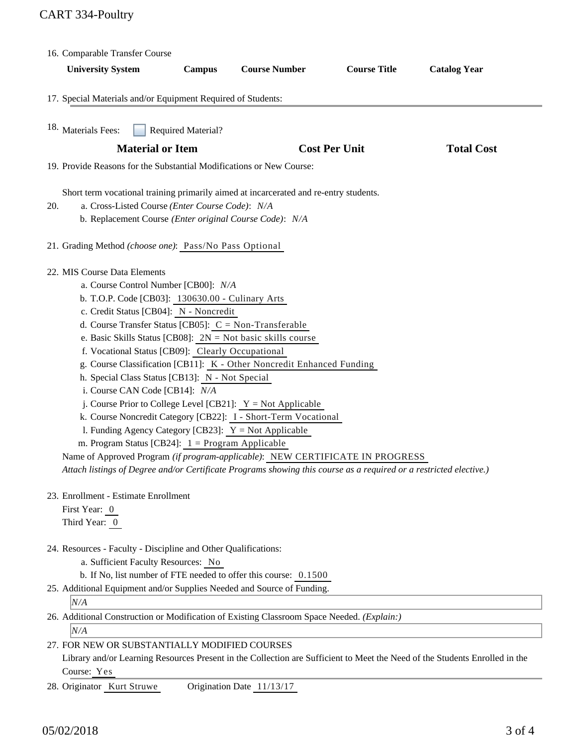16. Comparable Transfer Course

| University System | Campus | Course Number | Course Title | Catalog Year |
|---|---|---|---|---|

17. Special Materials and/or Equipment Required of Students:

18. Materials Fees: ☐ Required Material?

| Material or Item | Cost Per Unit | Total Cost |
|---|---|---|

19. Provide Reasons for the Substantial Modifications or New Course:

Short term vocational training primarily aimed at incarcerated and re-entry students.

20. a. Cross-Listed Course *(Enter Course Code)*: *N/A*
    b. Replacement Course *(Enter original Course Code)*: *N/A*

21. Grading Method *(choose one)*: Pass/No Pass Optional

22. MIS Course Data Elements
    a. Course Control Number [CB00]: *N/A*
    b. T.O.P. Code [CB03]: 130630.00 - Culinary Arts
    c. Credit Status [CB04]: N - Noncredit
    d. Course Transfer Status [CB05]: C = Non-Transferable
    e. Basic Skills Status [CB08]: 2N = Not basic skills course
    f. Vocational Status [CB09]: Clearly Occupational
    g. Course Classification [CB11]: K - Other Noncredit Enhanced Funding
    h. Special Class Status [CB13]: N - Not Special
    i. Course CAN Code [CB14]: *N/A*
    j. Course Prior to College Level [CB21]: Y = Not Applicable
    k. Course Noncredit Category [CB22]: I - Short-Term Vocational
    l. Funding Agency Category [CB23]: Y = Not Applicable
    m. Program Status [CB24]: 1 = Program Applicable

    Name of Approved Program *(if program-applicable)*: NEW CERTIFICATE IN PROGRESS

    *Attach listings of Degree and/or Certificate Programs showing this course as a required or a restricted elective.)*

23. Enrollment - Estimate Enrollment
    First Year: 0
    Third Year: 0

24. Resources - Faculty - Discipline and Other Qualifications:
    a. Sufficient Faculty Resources: No
    b. If No, list number of FTE needed to offer this course: 0.1500

25. Additional Equipment and/or Supplies Needed and Source of Funding.

    *N/A*

26. Additional Construction or Modification of Existing Classroom Space Needed. *(Explain:)*

    *N/A*

27. FOR NEW OR SUBSTANTIALLY MODIFIED COURSES
    Library and/or Learning Resources Present in the Collection are Sufficient to Meet the Need of the Students Enrolled in the Course: Yes

28. Originator Kurt Struwe Origination Date 11/13/17